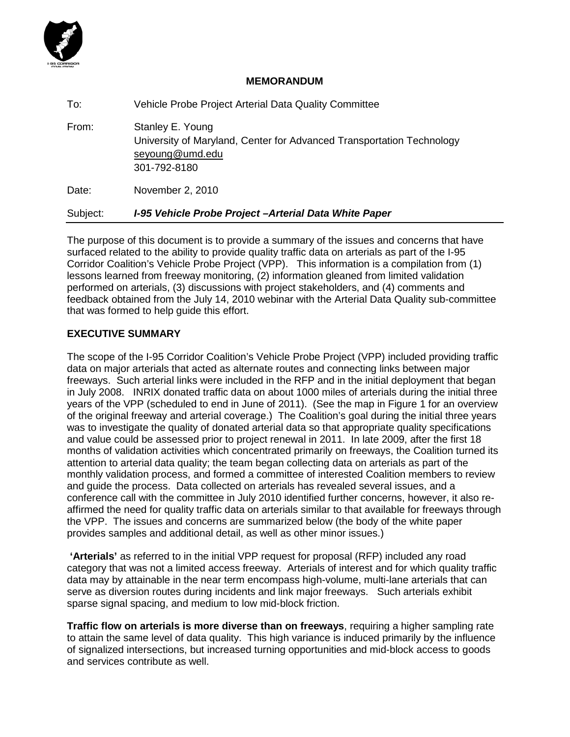**MEMORANDUM**

To: Vehicle Probe Project Arterial Data Quality Committee

From: Stanley E. Young
University of Maryland, Center for Advanced Transportation Technology
seyoung@umd.edu
301-792-8180

Date: November 2, 2010

Subject: ***I-95 Vehicle Probe Project –Arterial Data White Paper***

---

The purpose of this document is to provide a summary of the issues and concerns that have surfaced related to the ability to provide quality traffic data on arterials as part of the I-95 Corridor Coalition's Vehicle Probe Project (VPP). This information is a compilation from (1) lessons learned from freeway monitoring, (2) information gleaned from limited validation performed on arterials, (3) discussions with project stakeholders, and (4) comments and feedback obtained from the July 14, 2010 webinar with the Arterial Data Quality sub-committee that was formed to help guide this effort.

## EXECUTIVE SUMMARY

The scope of the I-95 Corridor Coalition's Vehicle Probe Project (VPP) included providing traffic data on major arterials that acted as alternate routes and connecting links between major freeways. Such arterial links were included in the RFP and in the initial deployment that began in July 2008. INRIX donated traffic data on about 1000 miles of arterials during the initial three years of the VPP (scheduled to end in June of 2011). (See the map in Figure 1 for an overview of the original freeway and arterial coverage.) The Coalition's goal during the initial three years was to investigate the quality of donated arterial data so that appropriate quality specifications and value could be assessed prior to project renewal in 2011. In late 2009, after the first 18 months of validation activities which concentrated primarily on freeways, the Coalition turned its attention to arterial data quality; the team began collecting data on arterials as part of the monthly validation process, and formed a committee of interested Coalition members to review and guide the process. Data collected on arterials has revealed several issues, and a conference call with the committee in July 2010 identified further concerns, however, it also re-affirmed the need for quality traffic data on arterials similar to that available for freeways through the VPP. The issues and concerns are summarized below (the body of the white paper provides samples and additional detail, as well as other minor issues.)

**'Arterials'** as referred to in the initial VPP request for proposal (RFP) included any road category that was not a limited access freeway. Arterials of interest and for which quality traffic data may by attainable in the near term encompass high-volume, multi-lane arterials that can serve as diversion routes during incidents and link major freeways. Such arterials exhibit sparse signal spacing, and medium to low mid-block friction.

**Traffic flow on arterials is more diverse than on freeways**, requiring a higher sampling rate to attain the same level of data quality. This high variance is induced primarily by the influence of signalized intersections, but increased turning opportunities and mid-block access to goods and services contribute as well.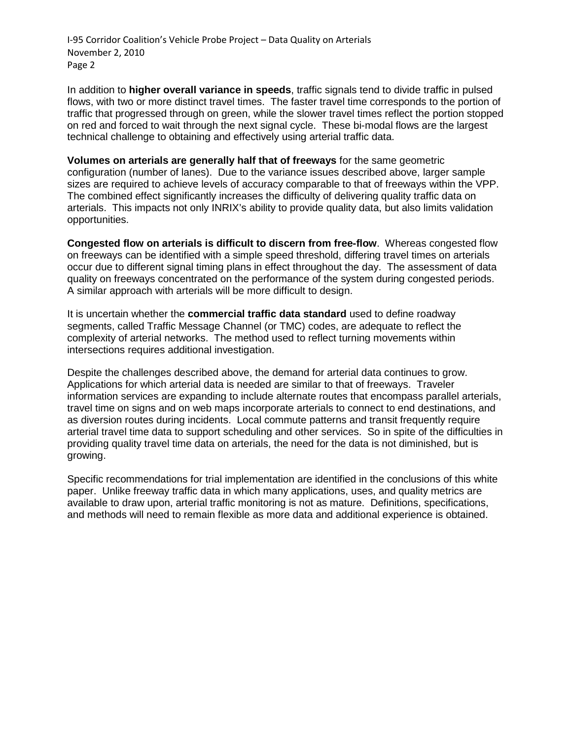In addition to **higher overall variance in speeds**, traffic signals tend to divide traffic in pulsed flows, with two or more distinct travel times. The faster travel time corresponds to the portion of traffic that progressed through on green, while the slower travel times reflect the portion stopped on red and forced to wait through the next signal cycle. These bi-modal flows are the largest technical challenge to obtaining and effectively using arterial traffic data.

**Volumes on arterials are generally half that of freeways** for the same geometric configuration (number of lanes). Due to the variance issues described above, larger sample sizes are required to achieve levels of accuracy comparable to that of freeways within the VPP. The combined effect significantly increases the difficulty of delivering quality traffic data on arterials. This impacts not only INRIX's ability to provide quality data, but also limits validation opportunities.

**Congested flow on arterials is difficult to discern from free-flow**. Whereas congested flow on freeways can be identified with a simple speed threshold, differing travel times on arterials occur due to different signal timing plans in effect throughout the day. The assessment of data quality on freeways concentrated on the performance of the system during congested periods. A similar approach with arterials will be more difficult to design.

It is uncertain whether the **commercial traffic data standard** used to define roadway segments, called Traffic Message Channel (or TMC) codes, are adequate to reflect the complexity of arterial networks. The method used to reflect turning movements within intersections requires additional investigation.

Despite the challenges described above, the demand for arterial data continues to grow. Applications for which arterial data is needed are similar to that of freeways. Traveler information services are expanding to include alternate routes that encompass parallel arterials, travel time on signs and on web maps incorporate arterials to connect to end destinations, and as diversion routes during incidents. Local commute patterns and transit frequently require arterial travel time data to support scheduling and other services. So in spite of the difficulties in providing quality travel time data on arterials, the need for the data is not diminished, but is growing.

Specific recommendations for trial implementation are identified in the conclusions of this white paper. Unlike freeway traffic data in which many applications, uses, and quality metrics are available to draw upon, arterial traffic monitoring is not as mature. Definitions, specifications, and methods will need to remain flexible as more data and additional experience is obtained.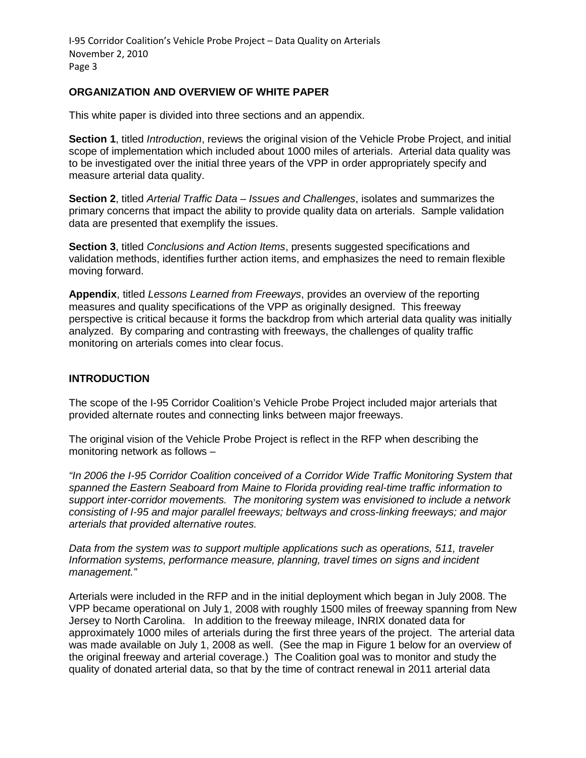## ORGANIZATION AND OVERVIEW OF WHITE PAPER

This white paper is divided into three sections and an appendix.

**Section 1**, titled *Introduction*, reviews the original vision of the Vehicle Probe Project, and initial scope of implementation which included about 1000 miles of arterials. Arterial data quality was to be investigated over the initial three years of the VPP in order appropriately specify and measure arterial data quality.

**Section 2**, titled *Arterial Traffic Data – Issues and Challenges*, isolates and summarizes the primary concerns that impact the ability to provide quality data on arterials. Sample validation data are presented that exemplify the issues.

**Section 3**, titled *Conclusions and Action Items*, presents suggested specifications and validation methods, identifies further action items, and emphasizes the need to remain flexible moving forward.

**Appendix**, titled *Lessons Learned from Freeways*, provides an overview of the reporting measures and quality specifications of the VPP as originally designed. This freeway perspective is critical because it forms the backdrop from which arterial data quality was initially analyzed. By comparing and contrasting with freeways, the challenges of quality traffic monitoring on arterials comes into clear focus.

## INTRODUCTION

The scope of the I-95 Corridor Coalition's Vehicle Probe Project included major arterials that provided alternate routes and connecting links between major freeways.

The original vision of the Vehicle Probe Project is reflect in the RFP when describing the monitoring network as follows –

*"In 2006 the I-95 Corridor Coalition conceived of a Corridor Wide Traffic Monitoring System that spanned the Eastern Seaboard from Maine to Florida providing real-time traffic information to support inter-corridor movements. The monitoring system was envisioned to include a network consisting of I-95 and major parallel freeways; beltways and cross-linking freeways; and major arterials that provided alternative routes.*

*Data from the system was to support multiple applications such as operations, 511, traveler Information systems, performance measure, planning, travel times on signs and incident management."*

Arterials were included in the RFP and in the initial deployment which began in July 2008. The VPP became operational on July 1, 2008 with roughly 1500 miles of freeway spanning from New Jersey to North Carolina. In addition to the freeway mileage, INRIX donated data for approximately 1000 miles of arterials during the first three years of the project. The arterial data was made available on July 1, 2008 as well. (See the map in Figure 1 below for an overview of the original freeway and arterial coverage.) The Coalition goal was to monitor and study the quality of donated arterial data, so that by the time of contract renewal in 2011 arterial data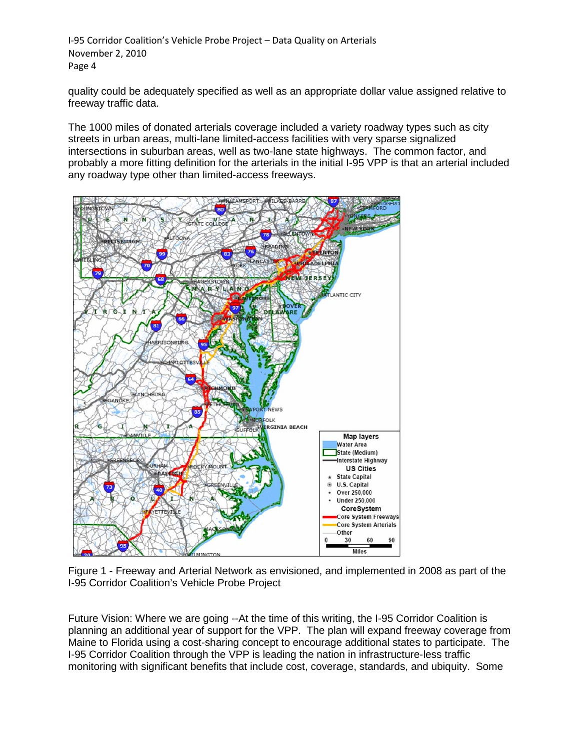quality could be adequately specified as well as an appropriate dollar value assigned relative to freeway traffic data.

The 1000 miles of donated arterials coverage included a variety roadway types such as city streets in urban areas, multi-lane limited-access facilities with very sparse signalized intersections in suburban areas, well as two-lane state highways. The common factor, and probably a more fitting definition for the arterials in the initial I-95 VPP is that an arterial included any roadway type other than limited-access freeways.

Figure 1 - Freeway and Arterial Network as envisioned, and implemented in 2008 as part of the I-95 Corridor Coalition's Vehicle Probe Project

Future Vision: Where we are going --At the time of this writing, the I-95 Corridor Coalition is planning an additional year of support for the VPP. The plan will expand freeway coverage from Maine to Florida using a cost-sharing concept to encourage additional states to participate. The I-95 Corridor Coalition through the VPP is leading the nation in infrastructure-less traffic monitoring with significant benefits that include cost, coverage, standards, and ubiquity. Some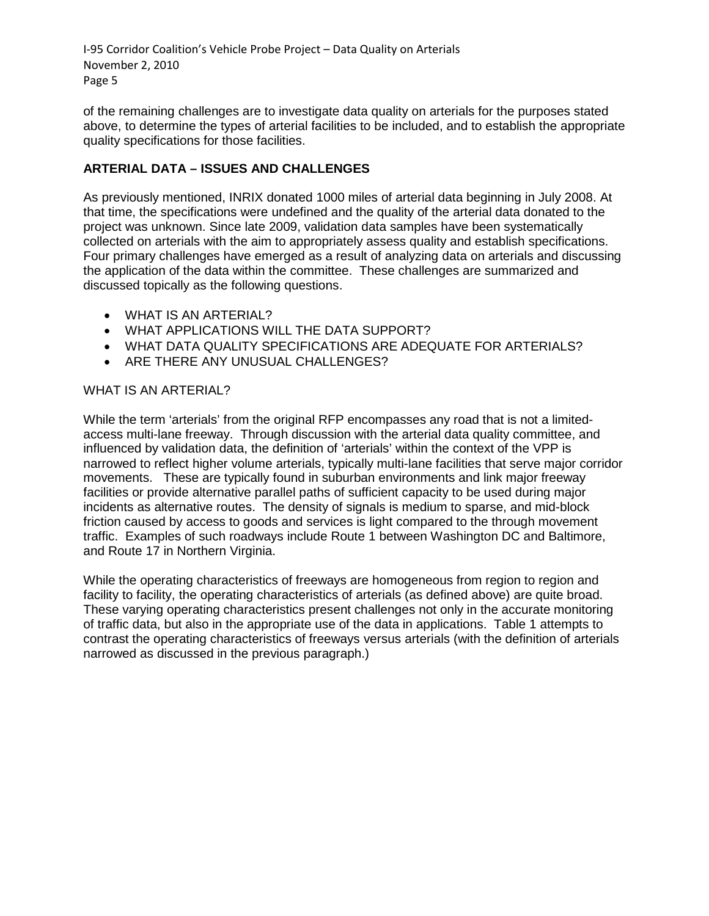of the remaining challenges are to investigate data quality on arterials for the purposes stated above, to determine the types of arterial facilities to be included, and to establish the appropriate quality specifications for those facilities.

## ARTERIAL DATA – ISSUES AND CHALLENGES

As previously mentioned, INRIX donated 1000 miles of arterial data beginning in July 2008. At that time, the specifications were undefined and the quality of the arterial data donated to the project was unknown. Since late 2009, validation data samples have been systematically collected on arterials with the aim to appropriately assess quality and establish specifications. Four primary challenges have emerged as a result of analyzing data on arterials and discussing the application of the data within the committee. These challenges are summarized and discussed topically as the following questions.

- WHAT IS AN ARTERIAL?
- WHAT APPLICATIONS WILL THE DATA SUPPORT?
- WHAT DATA QUALITY SPECIFICATIONS ARE ADEQUATE FOR ARTERIALS?
- ARE THERE ANY UNUSUAL CHALLENGES?

### WHAT IS AN ARTERIAL?

While the term 'arterials' from the original RFP encompasses any road that is not a limited-access multi-lane freeway. Through discussion with the arterial data quality committee, and influenced by validation data, the definition of 'arterials' within the context of the VPP is narrowed to reflect higher volume arterials, typically multi-lane facilities that serve major corridor movements. These are typically found in suburban environments and link major freeway facilities or provide alternative parallel paths of sufficient capacity to be used during major incidents as alternative routes. The density of signals is medium to sparse, and mid-block friction caused by access to goods and services is light compared to the through movement traffic. Examples of such roadways include Route 1 between Washington DC and Baltimore, and Route 17 in Northern Virginia.

While the operating characteristics of freeways are homogeneous from region to region and facility to facility, the operating characteristics of arterials (as defined above) are quite broad. These varying operating characteristics present challenges not only in the accurate monitoring of traffic data, but also in the appropriate use of the data in applications. Table 1 attempts to contrast the operating characteristics of freeways versus arterials (with the definition of arterials narrowed as discussed in the previous paragraph.)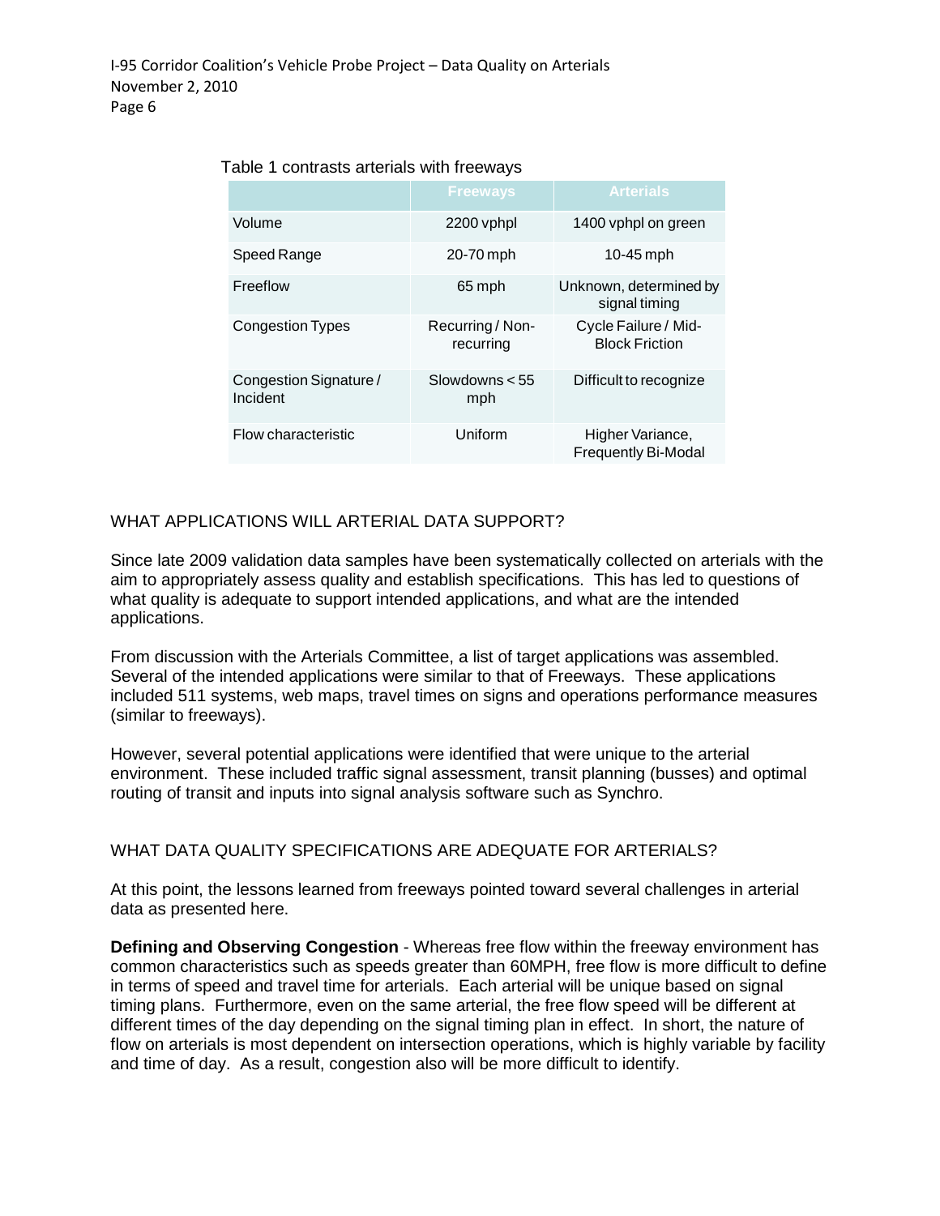Table 1 contrasts arterials with freeways

| | Freeways | Arterials |
|---|---|---|
| Volume | 2200 vphpl | 1400 vphpl on green |
| Speed Range | 20-70 mph | 10-45 mph |
| Freeflow | 65 mph | Unknown, determined by signal timing |
| Congestion Types | Recurring / Non-recurring | Cycle Failure / Mid-Block Friction |
| Congestion Signature / Incident | Slowdowns < 55 mph | Difficult to recognize |
| Flow characteristic | Uniform | Higher Variance, Frequently Bi-Modal |

## WHAT APPLICATIONS WILL ARTERIAL DATA SUPPORT?

Since late 2009 validation data samples have been systematically collected on arterials with the aim to appropriately assess quality and establish specifications. This has led to questions of what quality is adequate to support intended applications, and what are the intended applications.

From discussion with the Arterials Committee, a list of target applications was assembled. Several of the intended applications were similar to that of Freeways. These applications included 511 systems, web maps, travel times on signs and operations performance measures (similar to freeways).

However, several potential applications were identified that were unique to the arterial environment. These included traffic signal assessment, transit planning (busses) and optimal routing of transit and inputs into signal analysis software such as Synchro.

## WHAT DATA QUALITY SPECIFICATIONS ARE ADEQUATE FOR ARTERIALS?

At this point, the lessons learned from freeways pointed toward several challenges in arterial data as presented here.

**Defining and Observing Congestion** - Whereas free flow within the freeway environment has common characteristics such as speeds greater than 60MPH, free flow is more difficult to define in terms of speed and travel time for arterials. Each arterial will be unique based on signal timing plans. Furthermore, even on the same arterial, the free flow speed will be different at different times of the day depending on the signal timing plan in effect. In short, the nature of flow on arterials is most dependent on intersection operations, which is highly variable by facility and time of day. As a result, congestion also will be more difficult to identify.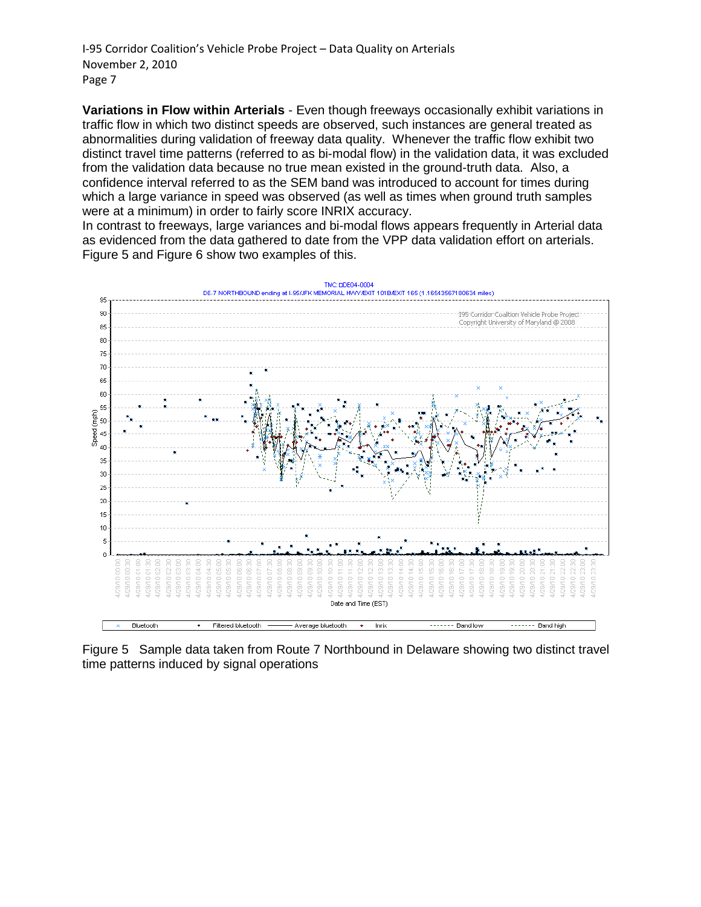**Variations in Flow within Arterials** - Even though freeways occasionally exhibit variations in traffic flow in which two distinct speeds are observed, such instances are general treated as abnormalities during validation of freeway data quality. Whenever the traffic flow exhibit two distinct travel time patterns (referred to as bi-modal flow) in the validation data, it was excluded from the validation data because no true mean existed in the ground-truth data. Also, a confidence interval referred to as the SEM band was introduced to account for times during which a large variance in speed was observed (as well as times when ground truth samples were at a minimum) in order to fairly score INRIX accuracy.

In contrast to freeways, large variances and bi-modal flows appears frequently in Arterial data as evidenced from the data gathered to date from the VPP data validation effort on arterials. Figure 5 and Figure 6 show two examples of this.

Figure 5 Sample data taken from Route 7 Northbound in Delaware showing two distinct travel time patterns induced by signal operations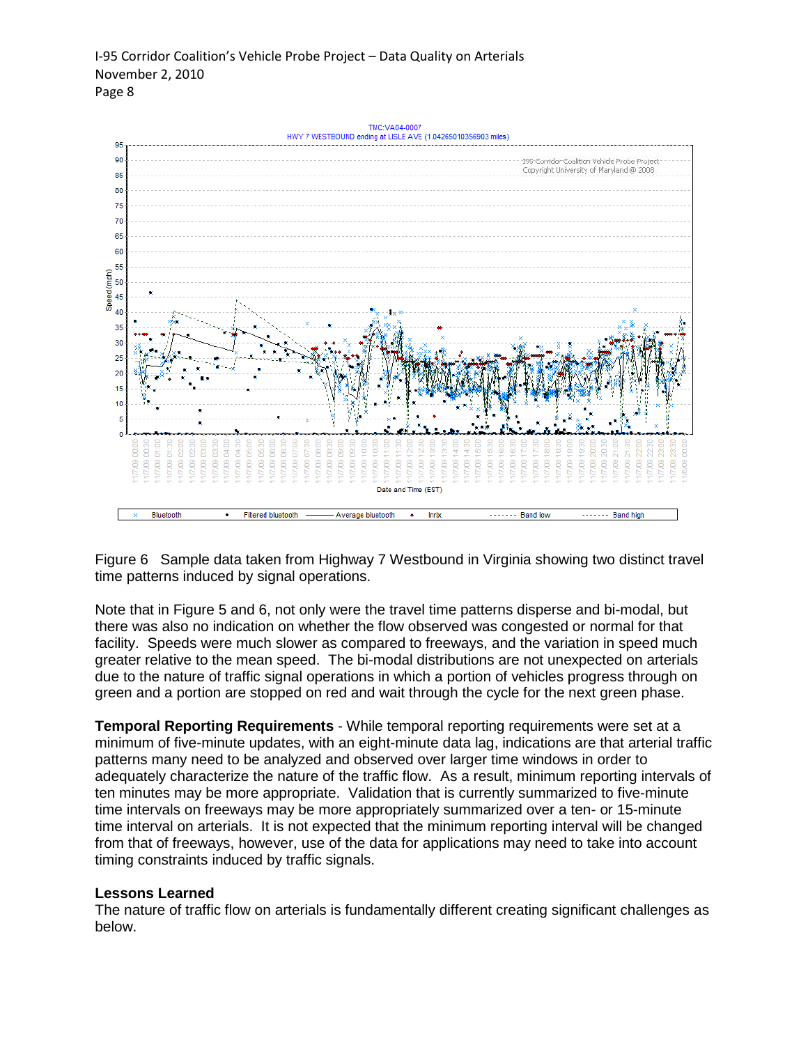Figure 6 Sample data taken from Highway 7 Westbound in Virginia showing two distinct travel time patterns induced by signal operations.

Note that in Figure 5 and 6, not only were the travel time patterns disperse and bi-modal, but there was also no indication on whether the flow observed was congested or normal for that facility. Speeds were much slower as compared to freeways, and the variation in speed much greater relative to the mean speed. The bi-modal distributions are not unexpected on arterials due to the nature of traffic signal operations in which a portion of vehicles progress through on green and a portion are stopped on red and wait through the cycle for the next green phase.

**Temporal Reporting Requirements** - While temporal reporting requirements were set at a minimum of five-minute updates, with an eight-minute data lag, indications are that arterial traffic patterns many need to be analyzed and observed over larger time windows in order to adequately characterize the nature of the traffic flow. As a result, minimum reporting intervals of ten minutes may be more appropriate. Validation that is currently summarized to five-minute time intervals on freeways may be more appropriately summarized over a ten- or 15-minute time interval on arterials. It is not expected that the minimum reporting interval will be changed from that of freeways, however, use of the data for applications may need to take into account timing constraints induced by traffic signals.

**Lessons Learned**

The nature of traffic flow on arterials is fundamentally different creating significant challenges as below.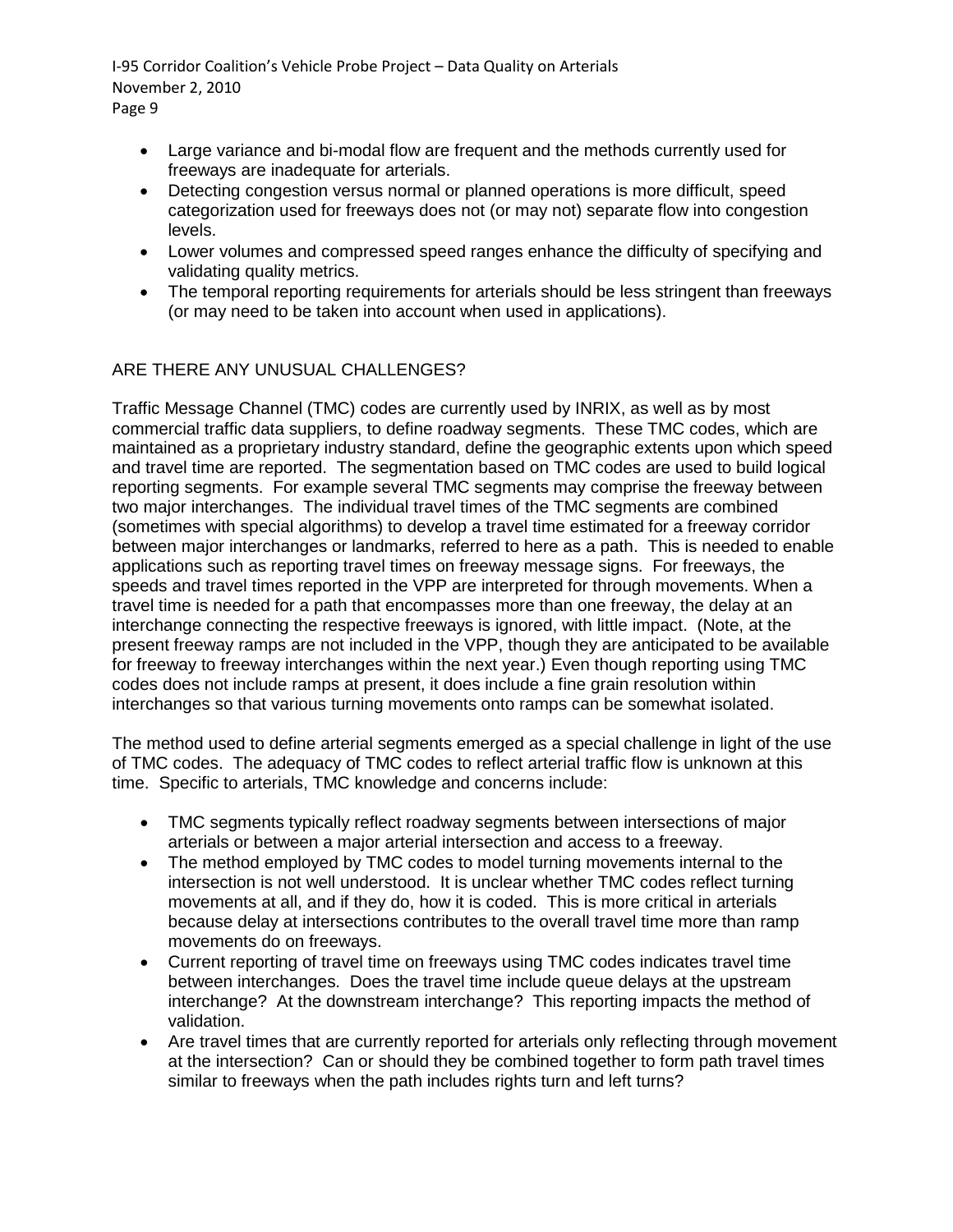- Large variance and bi-modal flow are frequent and the methods currently used for freeways are inadequate for arterials.
- Detecting congestion versus normal or planned operations is more difficult, speed categorization used for freeways does not (or may not) separate flow into congestion levels.
- Lower volumes and compressed speed ranges enhance the difficulty of specifying and validating quality metrics.
- The temporal reporting requirements for arterials should be less stringent than freeways (or may need to be taken into account when used in applications).

## ARE THERE ANY UNUSUAL CHALLENGES?

Traffic Message Channel (TMC) codes are currently used by INRIX, as well as by most commercial traffic data suppliers, to define roadway segments. These TMC codes, which are maintained as a proprietary industry standard, define the geographic extents upon which speed and travel time are reported. The segmentation based on TMC codes are used to build logical reporting segments. For example several TMC segments may comprise the freeway between two major interchanges. The individual travel times of the TMC segments are combined (sometimes with special algorithms) to develop a travel time estimated for a freeway corridor between major interchanges or landmarks, referred to here as a path. This is needed to enable applications such as reporting travel times on freeway message signs. For freeways, the speeds and travel times reported in the VPP are interpreted for through movements. When a travel time is needed for a path that encompasses more than one freeway, the delay at an interchange connecting the respective freeways is ignored, with little impact. (Note, at the present freeway ramps are not included in the VPP, though they are anticipated to be available for freeway to freeway interchanges within the next year.) Even though reporting using TMC codes does not include ramps at present, it does include a fine grain resolution within interchanges so that various turning movements onto ramps can be somewhat isolated.

The method used to define arterial segments emerged as a special challenge in light of the use of TMC codes. The adequacy of TMC codes to reflect arterial traffic flow is unknown at this time. Specific to arterials, TMC knowledge and concerns include:

- TMC segments typically reflect roadway segments between intersections of major arterials or between a major arterial intersection and access to a freeway.
- The method employed by TMC codes to model turning movements internal to the intersection is not well understood. It is unclear whether TMC codes reflect turning movements at all, and if they do, how it is coded. This is more critical in arterials because delay at intersections contributes to the overall travel time more than ramp movements do on freeways.
- Current reporting of travel time on freeways using TMC codes indicates travel time between interchanges. Does the travel time include queue delays at the upstream interchange? At the downstream interchange? This reporting impacts the method of validation.
- Are travel times that are currently reported for arterials only reflecting through movement at the intersection? Can or should they be combined together to form path travel times similar to freeways when the path includes rights turn and left turns?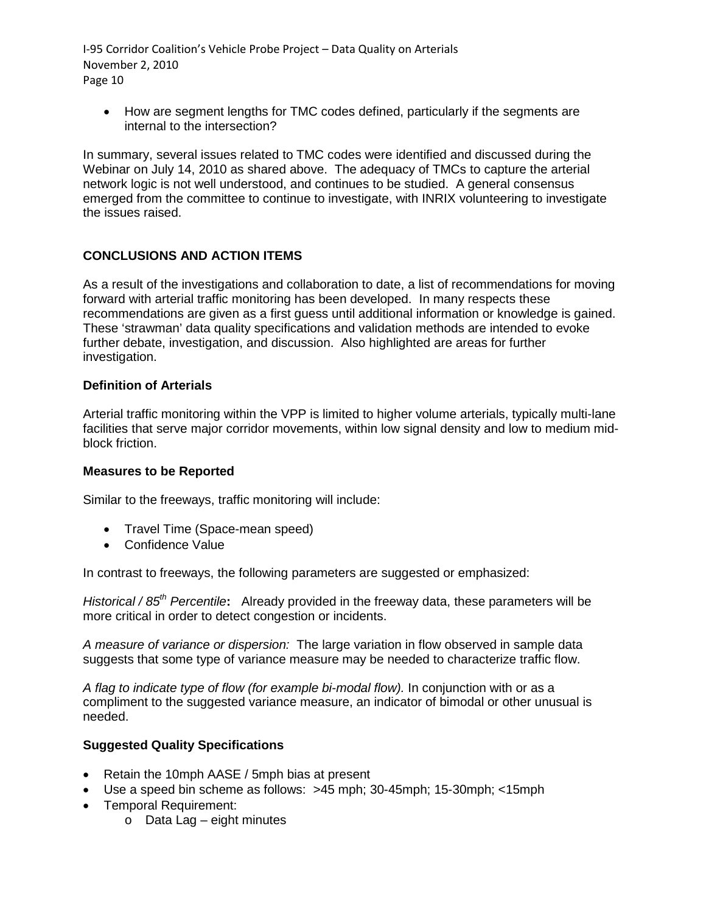- How are segment lengths for TMC codes defined, particularly if the segments are internal to the intersection?

In summary, several issues related to TMC codes were identified and discussed during the Webinar on July 14, 2010 as shared above. The adequacy of TMCs to capture the arterial network logic is not well understood, and continues to be studied. A general consensus emerged from the committee to continue to investigate, with INRIX volunteering to investigate the issues raised.

## CONCLUSIONS AND ACTION ITEMS

As a result of the investigations and collaboration to date, a list of recommendations for moving forward with arterial traffic monitoring has been developed. In many respects these recommendations are given as a first guess until additional information or knowledge is gained. These 'strawman' data quality specifications and validation methods are intended to evoke further debate, investigation, and discussion. Also highlighted are areas for further investigation.

### Definition of Arterials

Arterial traffic monitoring within the VPP is limited to higher volume arterials, typically multi-lane facilities that serve major corridor movements, within low signal density and low to medium mid-block friction.

### Measures to be Reported

Similar to the freeways, traffic monitoring will include:

- Travel Time (Space-mean speed)
- Confidence Value

In contrast to freeways, the following parameters are suggested or emphasized:

*Historical / 85th Percentile*: Already provided in the freeway data, these parameters will be more critical in order to detect congestion or incidents.

*A measure of variance or dispersion:* The large variation in flow observed in sample data suggests that some type of variance measure may be needed to characterize traffic flow.

*A flag to indicate type of flow (for example bi-modal flow).* In conjunction with or as a compliment to the suggested variance measure, an indicator of bimodal or other unusual is needed.

### Suggested Quality Specifications

- Retain the 10mph AASE / 5mph bias at present
- Use a speed bin scheme as follows: >45 mph; 30-45mph; 15-30mph; <15mph
- Temporal Requirement:
  - Data Lag – eight minutes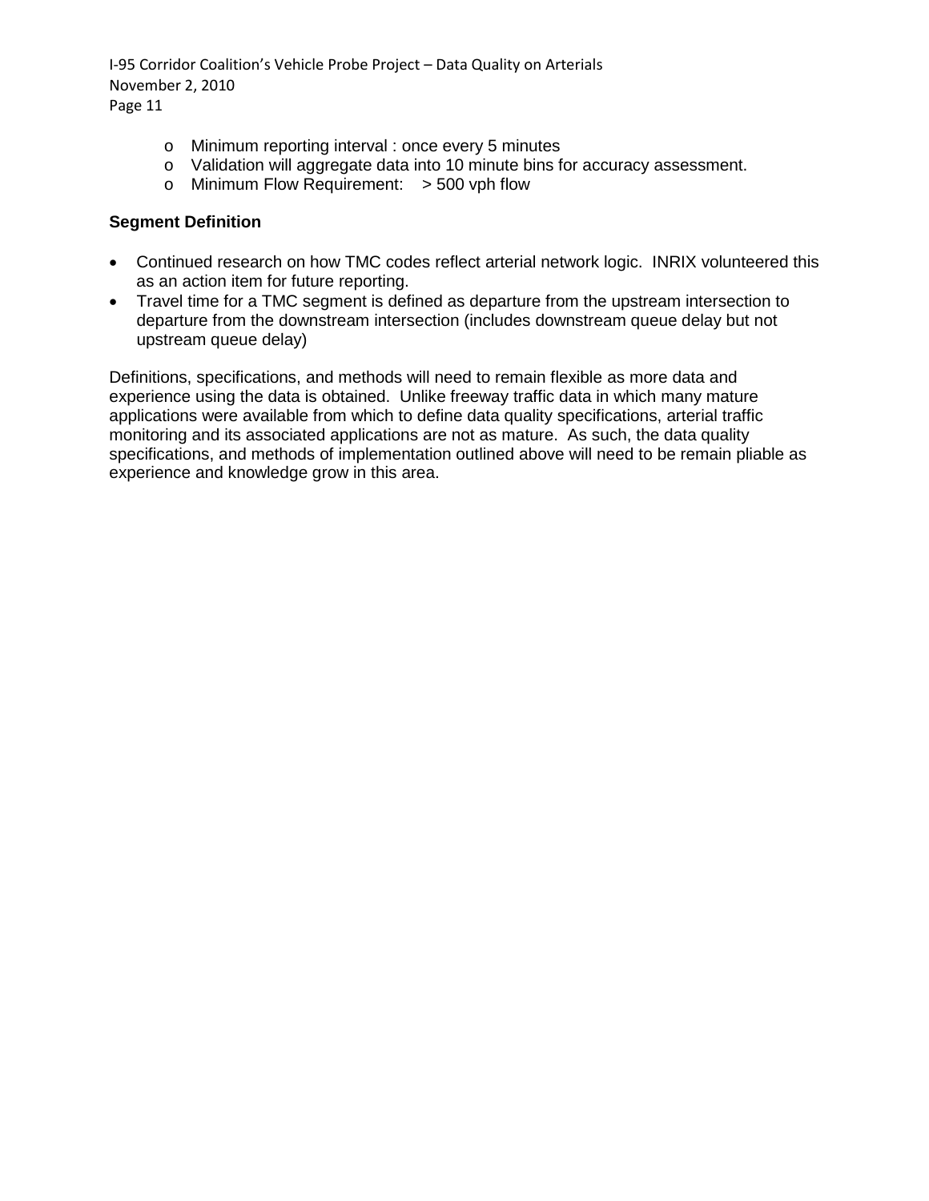- Minimum reporting interval : once every 5 minutes
  - Validation will aggregate data into 10 minute bins for accuracy assessment.
  - Minimum Flow Requirement: > 500 vph flow

**Segment Definition**

- Continued research on how TMC codes reflect arterial network logic. INRIX volunteered this as an action item for future reporting.
- Travel time for a TMC segment is defined as departure from the upstream intersection to departure from the downstream intersection (includes downstream queue delay but not upstream queue delay)

Definitions, specifications, and methods will need to remain flexible as more data and experience using the data is obtained. Unlike freeway traffic data in which many mature applications were available from which to define data quality specifications, arterial traffic monitoring and its associated applications are not as mature. As such, the data quality specifications, and methods of implementation outlined above will need to be remain pliable as experience and knowledge grow in this area.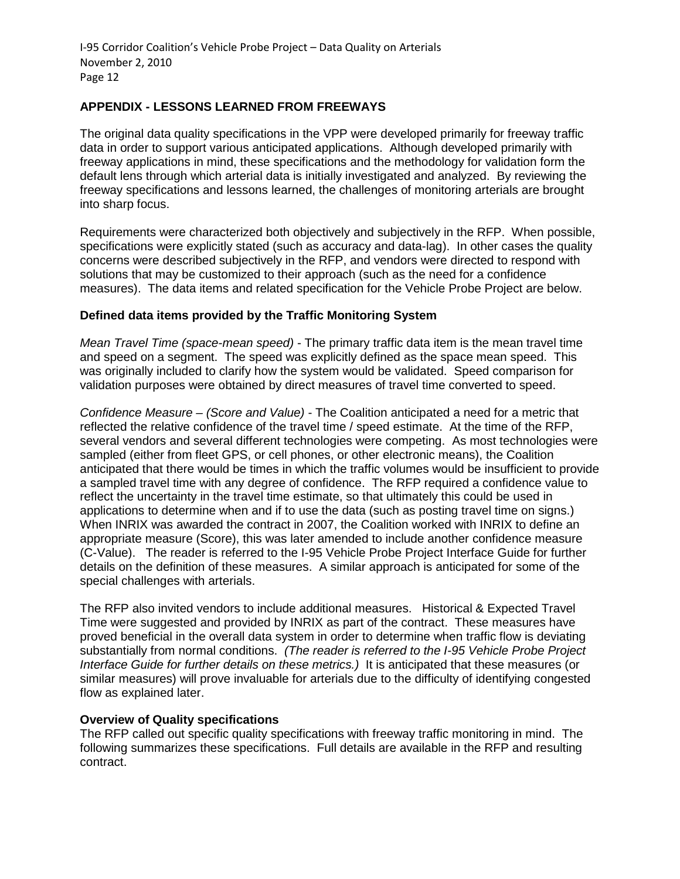## APPENDIX - LESSONS LEARNED FROM FREEWAYS

The original data quality specifications in the VPP were developed primarily for freeway traffic data in order to support various anticipated applications. Although developed primarily with freeway applications in mind, these specifications and the methodology for validation form the default lens through which arterial data is initially investigated and analyzed. By reviewing the freeway specifications and lessons learned, the challenges of monitoring arterials are brought into sharp focus.

Requirements were characterized both objectively and subjectively in the RFP. When possible, specifications were explicitly stated (such as accuracy and data-lag). In other cases the quality concerns were described subjectively in the RFP, and vendors were directed to respond with solutions that may be customized to their approach (such as the need for a confidence measures). The data items and related specification for the Vehicle Probe Project are below.

### Defined data items provided by the Traffic Monitoring System

*Mean Travel Time (space-mean speed)* - The primary traffic data item is the mean travel time and speed on a segment. The speed was explicitly defined as the space mean speed. This was originally included to clarify how the system would be validated. Speed comparison for validation purposes were obtained by direct measures of travel time converted to speed.

*Confidence Measure – (Score and Value)* - The Coalition anticipated a need for a metric that reflected the relative confidence of the travel time / speed estimate. At the time of the RFP, several vendors and several different technologies were competing. As most technologies were sampled (either from fleet GPS, or cell phones, or other electronic means), the Coalition anticipated that there would be times in which the traffic volumes would be insufficient to provide a sampled travel time with any degree of confidence. The RFP required a confidence value to reflect the uncertainty in the travel time estimate, so that ultimately this could be used in applications to determine when and if to use the data (such as posting travel time on signs.) When INRIX was awarded the contract in 2007, the Coalition worked with INRIX to define an appropriate measure (Score), this was later amended to include another confidence measure (C-Value). The reader is referred to the I-95 Vehicle Probe Project Interface Guide for further details on the definition of these measures. A similar approach is anticipated for some of the special challenges with arterials.

The RFP also invited vendors to include additional measures. Historical & Expected Travel Time were suggested and provided by INRIX as part of the contract. These measures have proved beneficial in the overall data system in order to determine when traffic flow is deviating substantially from normal conditions. *(The reader is referred to the I-95 Vehicle Probe Project Interface Guide for further details on these metrics.)* It is anticipated that these measures (or similar measures) will prove invaluable for arterials due to the difficulty of identifying congested flow as explained later.

### Overview of Quality specifications

The RFP called out specific quality specifications with freeway traffic monitoring in mind. The following summarizes these specifications. Full details are available in the RFP and resulting contract.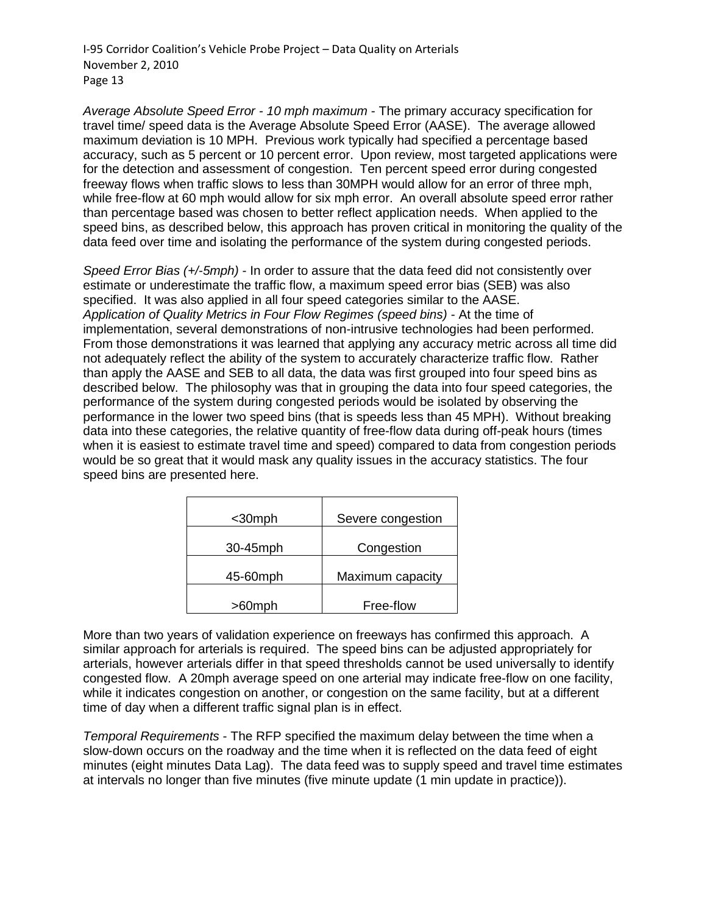*Average Absolute Speed Error - 10 mph maximum* - The primary accuracy specification for travel time/ speed data is the Average Absolute Speed Error (AASE). The average allowed maximum deviation is 10 MPH. Previous work typically had specified a percentage based accuracy, such as 5 percent or 10 percent error. Upon review, most targeted applications were for the detection and assessment of congestion. Ten percent speed error during congested freeway flows when traffic slows to less than 30MPH would allow for an error of three mph, while free-flow at 60 mph would allow for six mph error. An overall absolute speed error rather than percentage based was chosen to better reflect application needs. When applied to the speed bins, as described below, this approach has proven critical in monitoring the quality of the data feed over time and isolating the performance of the system during congested periods.

*Speed Error Bias (+/-5mph)* - In order to assure that the data feed did not consistently over estimate or underestimate the traffic flow, a maximum speed error bias (SEB) was also specified. It was also applied in all four speed categories similar to the AASE.
*Application of Quality Metrics in Four Flow Regimes (speed bins)* - At the time of implementation, several demonstrations of non-intrusive technologies had been performed. From those demonstrations it was learned that applying any accuracy metric across all time did not adequately reflect the ability of the system to accurately characterize traffic flow. Rather than apply the AASE and SEB to all data, the data was first grouped into four speed bins as described below. The philosophy was that in grouping the data into four speed categories, the performance of the system during congested periods would be isolated by observing the performance in the lower two speed bins (that is speeds less than 45 MPH). Without breaking data into these categories, the relative quantity of free-flow data during off-peak hours (times when it is easiest to estimate travel time and speed) compared to data from congestion periods would be so great that it would mask any quality issues in the accuracy statistics. The four speed bins are presented here.

| | |
|---|---|
| <30mph | Severe congestion |
| 30-45mph | Congestion |
| 45-60mph | Maximum capacity |
| >60mph | Free-flow |

More than two years of validation experience on freeways has confirmed this approach. A similar approach for arterials is required. The speed bins can be adjusted appropriately for arterials, however arterials differ in that speed thresholds cannot be used universally to identify congested flow. A 20mph average speed on one arterial may indicate free-flow on one facility, while it indicates congestion on another, or congestion on the same facility, but at a different time of day when a different traffic signal plan is in effect.

*Temporal Requirements* - The RFP specified the maximum delay between the time when a slow-down occurs on the roadway and the time when it is reflected on the data feed of eight minutes (eight minutes Data Lag). The data feed was to supply speed and travel time estimates at intervals no longer than five minutes (five minute update (1 min update in practice)).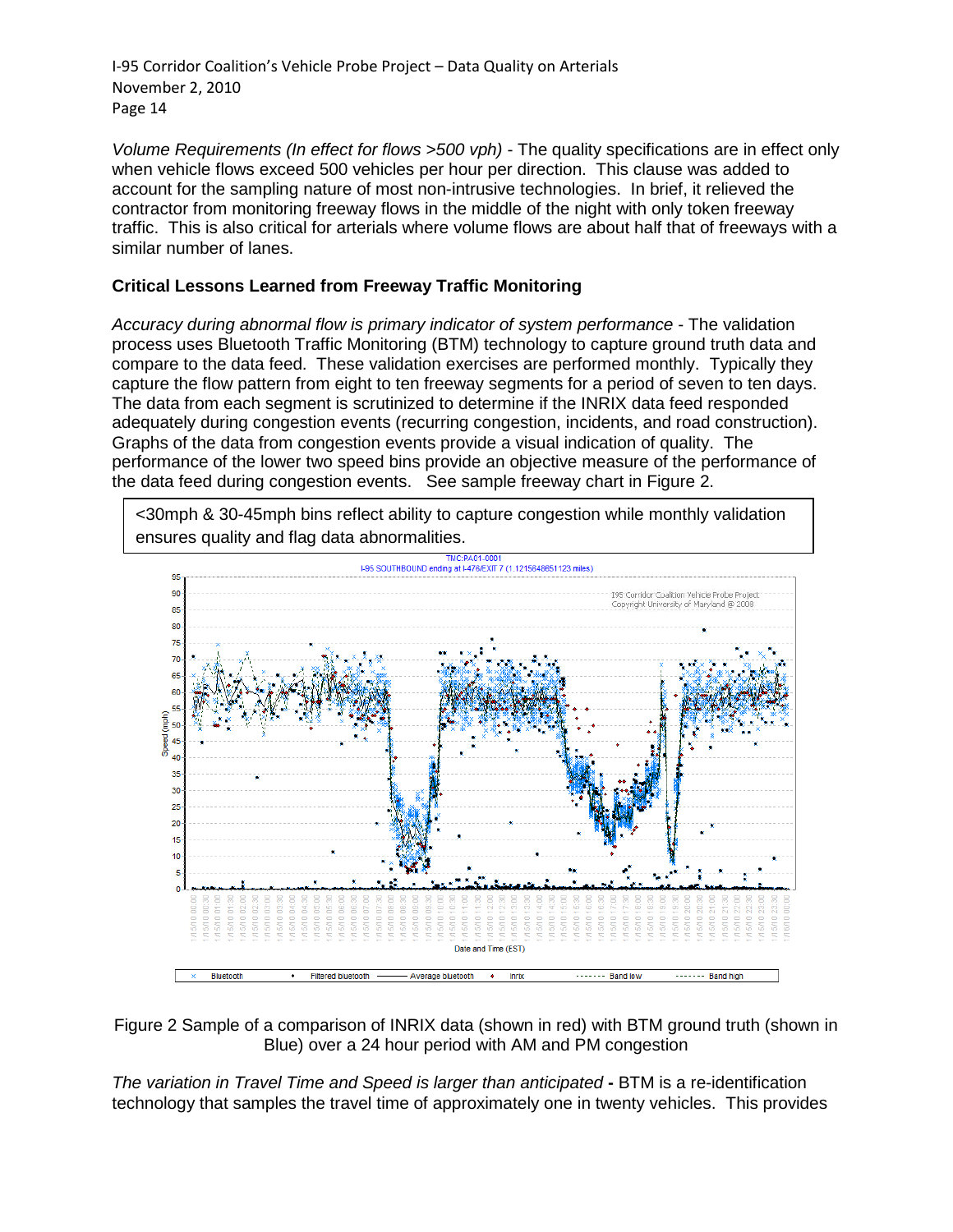*Volume Requirements (In effect for flows >500 vph)* - The quality specifications are in effect only when vehicle flows exceed 500 vehicles per hour per direction. This clause was added to account for the sampling nature of most non-intrusive technologies. In brief, it relieved the contractor from monitoring freeway flows in the middle of the night with only token freeway traffic. This is also critical for arterials where volume flows are about half that of freeways with a similar number of lanes.

**Critical Lessons Learned from Freeway Traffic Monitoring**

*Accuracy during abnormal flow is primary indicator of system performance* - The validation process uses Bluetooth Traffic Monitoring (BTM) technology to capture ground truth data and compare to the data feed. These validation exercises are performed monthly. Typically they capture the flow pattern from eight to ten freeway segments for a period of seven to ten days. The data from each segment is scrutinized to determine if the INRIX data feed responded adequately during congestion events (recurring congestion, incidents, and road construction). Graphs of the data from congestion events provide a visual indication of quality. The performance of the lower two speed bins provide an objective measure of the performance of the data feed during congestion events. See sample freeway chart in Figure 2.

<30mph & 30-45mph bins reflect ability to capture congestion while monthly validation ensures quality and flag data abnormalities.

Figure 2 Sample of a comparison of INRIX data (shown in red) with BTM ground truth (shown in Blue) over a 24 hour period with AM and PM congestion

*The variation in Travel Time and Speed is larger than anticipated* **-** BTM is a re-identification technology that samples the travel time of approximately one in twenty vehicles. This provides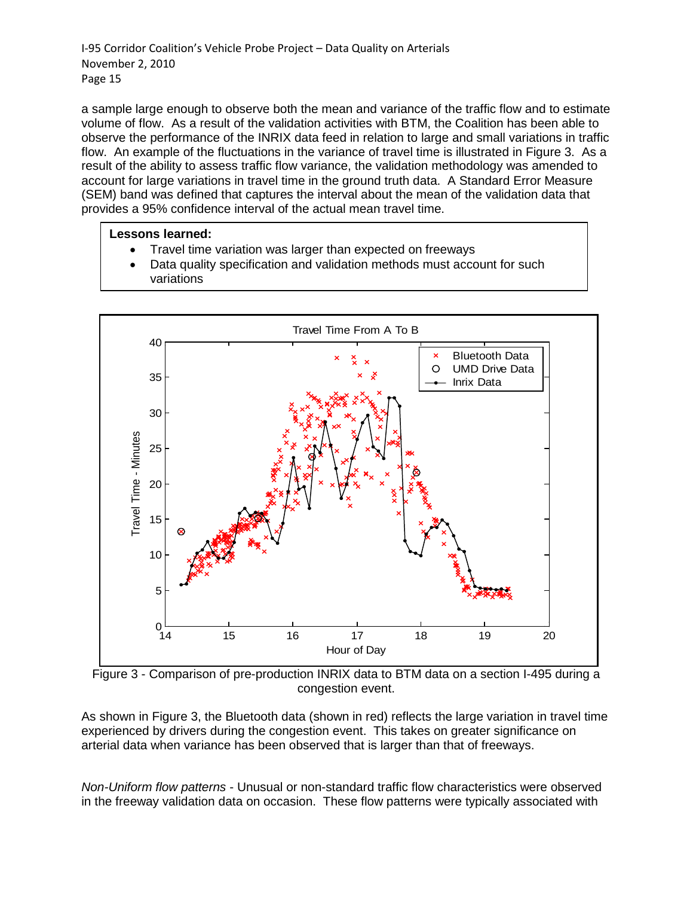a sample large enough to observe both the mean and variance of the traffic flow and to estimate volume of flow. As a result of the validation activities with BTM, the Coalition has been able to observe the performance of the INRIX data feed in relation to large and small variations in traffic flow. An example of the fluctuations in the variance of travel time is illustrated in Figure 3. As a result of the ability to assess traffic flow variance, the validation methodology was amended to account for large variations in travel time in the ground truth data. A Standard Error Measure (SEM) band was defined that captures the interval about the mean of the validation data that provides a 95% confidence interval of the actual mean travel time.

**Lessons learned:**

- Travel time variation was larger than expected on freeways
- Data quality specification and validation methods must account for such variations

Figure 3 - Comparison of pre-production INRIX data to BTM data on a section I-495 during a congestion event.

As shown in Figure 3, the Bluetooth data (shown in red) reflects the large variation in travel time experienced by drivers during the congestion event. This takes on greater significance on arterial data when variance has been observed that is larger than that of freeways.

*Non-Uniform flow patterns* - Unusual or non-standard traffic flow characteristics were observed in the freeway validation data on occasion. These flow patterns were typically associated with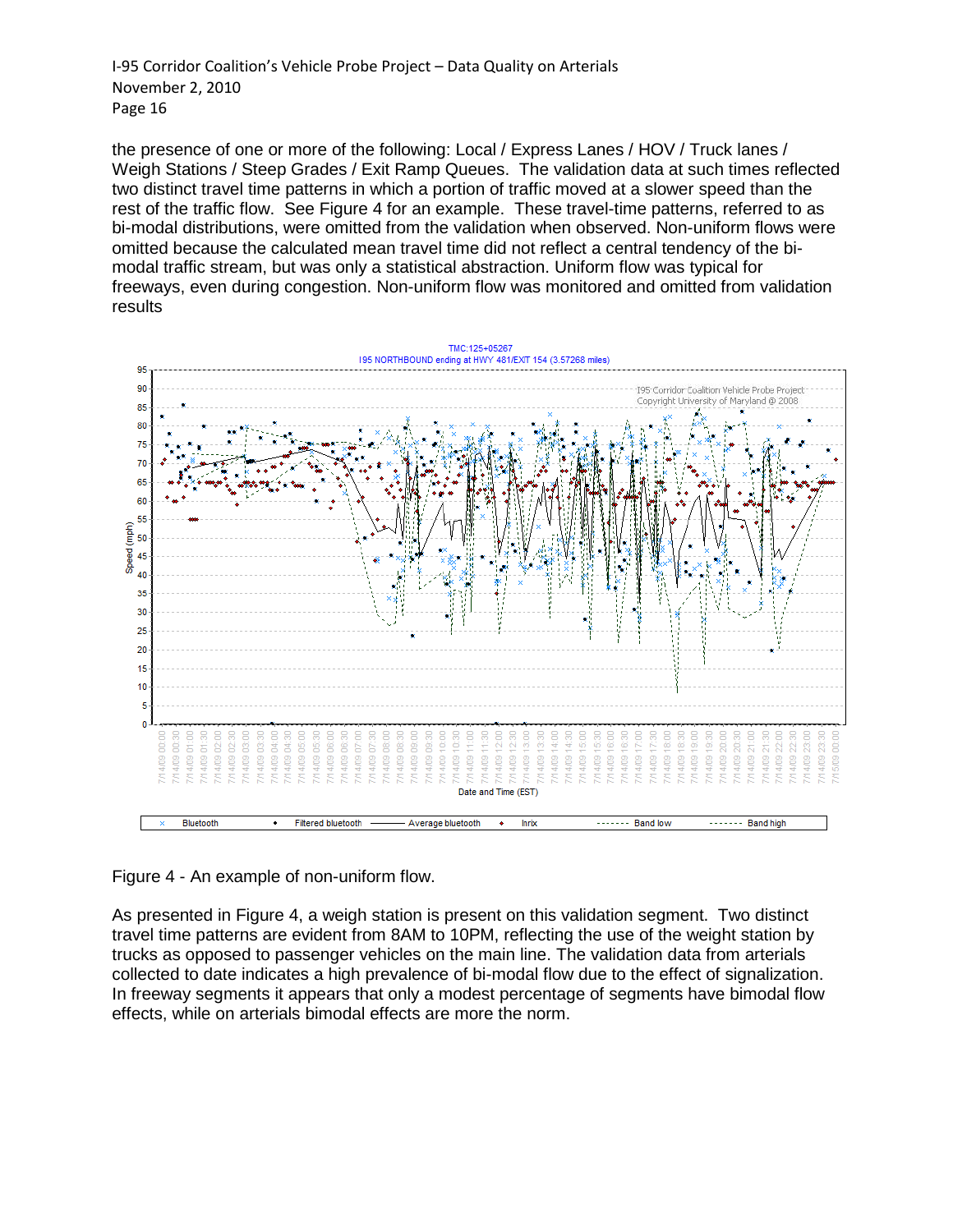the presence of one or more of the following: Local / Express Lanes / HOV / Truck lanes / Weigh Stations / Steep Grades / Exit Ramp Queues. The validation data at such times reflected two distinct travel time patterns in which a portion of traffic moved at a slower speed than the rest of the traffic flow. See Figure 4 for an example. These travel-time patterns, referred to as bi-modal distributions, were omitted from the validation when observed. Non-uniform flows were omitted because the calculated mean travel time did not reflect a central tendency of the bi-modal traffic stream, but was only a statistical abstraction. Uniform flow was typical for freeways, even during congestion. Non-uniform flow was monitored and omitted from validation results

TMC:125+05267
I95 NORTHBOUND ending at HWY 481/EXIT 154 (3.57268 miles)

I95 Corridor Coalition Vehicle Probe Project
Copyright University of Maryland @ 2008

Speed (mph)

95
90
85
80
75
70
65
60
55
50
45
40
35
30
25
20
15
10
5
0

7/14/09 00:00
7/14/09 00:30
7/14/09 01:00
7/14/09 01:30
7/14/09 02:00
7/14/09 02:30
7/14/09 03:00
7/14/09 03:30
7/14/09 04:00
7/14/09 04:30
7/14/09 05:00
7/14/09 05:30
7/14/09 06:00
7/14/09 06:30
7/14/09 07:00
7/14/09 07:30
7/14/09 08:00
7/14/09 08:30
7/14/09 09:00
7/14/09 09:30
7/14/09 10:00
7/14/09 10:30
7/14/09 11:00
7/14/09 11:30
7/14/09 12:00
7/14/09 12:30
7/14/09 13:00
7/14/09 13:30
7/14/09 14:00
7/14/09 14:30
7/14/09 15:00
7/14/09 15:30
7/14/09 16:00
7/14/09 16:30
7/14/09 17:00
7/14/09 17:30
7/14/09 18:00
7/14/09 18:30
7/14/09 19:00
7/14/09 19:30
7/14/09 20:00
7/14/09 20:30
7/14/09 21:00
7/14/09 21:30
7/14/09 22:00
7/14/09 22:30
7/14/09 23:00
7/14/09 23:30
7/15/09 00:00

Date and Time (EST)

Bluetooth
Filtered bluetooth
Average bluetooth
Inrix
Band low
Band high

Figure 4 - An example of non-uniform flow.

As presented in Figure 4, a weigh station is present on this validation segment. Two distinct travel time patterns are evident from 8AM to 10PM, reflecting the use of the weight station by trucks as opposed to passenger vehicles on the main line. The validation data from arterials collected to date indicates a high prevalence of bi-modal flow due to the effect of signalization. In freeway segments it appears that only a modest percentage of segments have bimodal flow effects, while on arterials bimodal effects are more the norm.